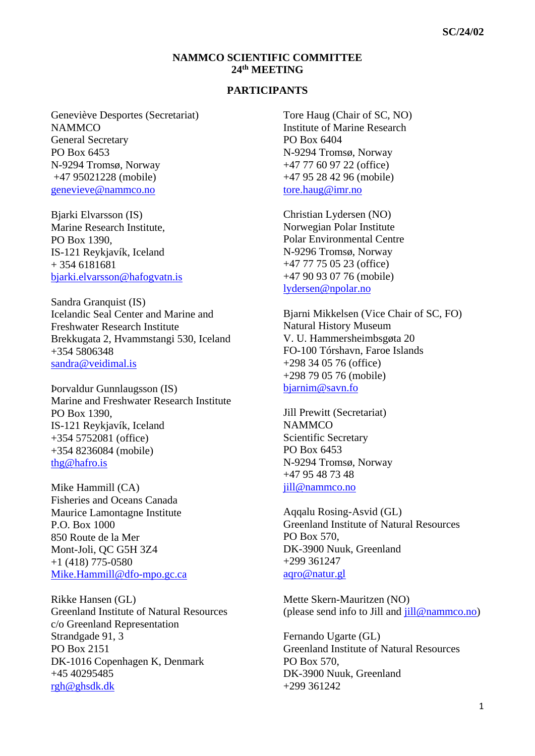SC/24/02

# NAMMCO SCIENTIFIC COMMITTEE
# 24th MEETING

## PARTICIPANTS

Geneviève Desportes (Secretariat)
NAMMCO
General Secretary
PO Box 6453
N-9294 Tromsø, Norway
+47 95021228 (mobile)
genevieve@nammco.no

Bjarki Elvarsson (IS)
Marine Research Institute,
PO Box 1390,
IS-121 Reykjavík, Iceland
+ 354 6181681
bjarki.elvarsson@hafogvatn.is

Sandra Granquist (IS)
Icelandic Seal Center and Marine and Freshwater Research Institute
Brekkugata 2, Hvammstangi 530, Iceland
+354 5806348
sandra@veidimal.is

Þorvaldur Gunnlaugsson (IS)
Marine and Freshwater Research Institute
PO Box 1390,
IS-121 Reykjavík, Iceland
+354 5752081 (office)
+354 8236084 (mobile)
thg@hafro.is

Mike Hammill (CA)
Fisheries and Oceans Canada
Maurice Lamontagne Institute
P.O. Box 1000
850 Route de la Mer
Mont-Joli, QC G5H 3Z4
+1 (418) 775-0580
Mike.Hammill@dfo-mpo.gc.ca

Rikke Hansen (GL)
Greenland Institute of Natural Resources
c/o Greenland Representation
Strandgade 91, 3
PO Box 2151
DK-1016 Copenhagen K, Denmark
+45 40295485
rgh@ghsdk.dk

Tore Haug (Chair of SC, NO)
Institute of Marine Research
PO Box 6404
N-9294 Tromsø, Norway
+47 77 60 97 22 (office)
+47 95 28 42 96 (mobile)
tore.haug@imr.no

Christian Lydersen (NO)
Norwegian Polar Institute
Polar Environmental Centre
N-9296 Tromsø, Norway
+47 77 75 05 23 (office)
+47 90 93 07 76 (mobile)
lydersen@npolar.no

Bjarni Mikkelsen (Vice Chair of SC, FO)
Natural History Museum
V. U. Hammersheimbsgøta 20
FO-100 Tórshavn, Faroe Islands
+298 34 05 76 (office)
+298 79 05 76 (mobile)
bjarnim@savn.fo

Jill Prewitt (Secretariat)
NAMMCO
Scientific Secretary
PO Box 6453
N-9294 Tromsø, Norway
+47 95 48 73 48
jill@nammco.no

Aqqalu Rosing-Asvid (GL)
Greenland Institute of Natural Resources
PO Box 570,
DK-3900 Nuuk, Greenland
+299 361247
aqro@natur.gl

Mette Skern-Mauritzen (NO)
(please send info to Jill and jill@nammco.no)

Fernando Ugarte (GL)
Greenland Institute of Natural Resources
PO Box 570,
DK-3900 Nuuk, Greenland
+299 361242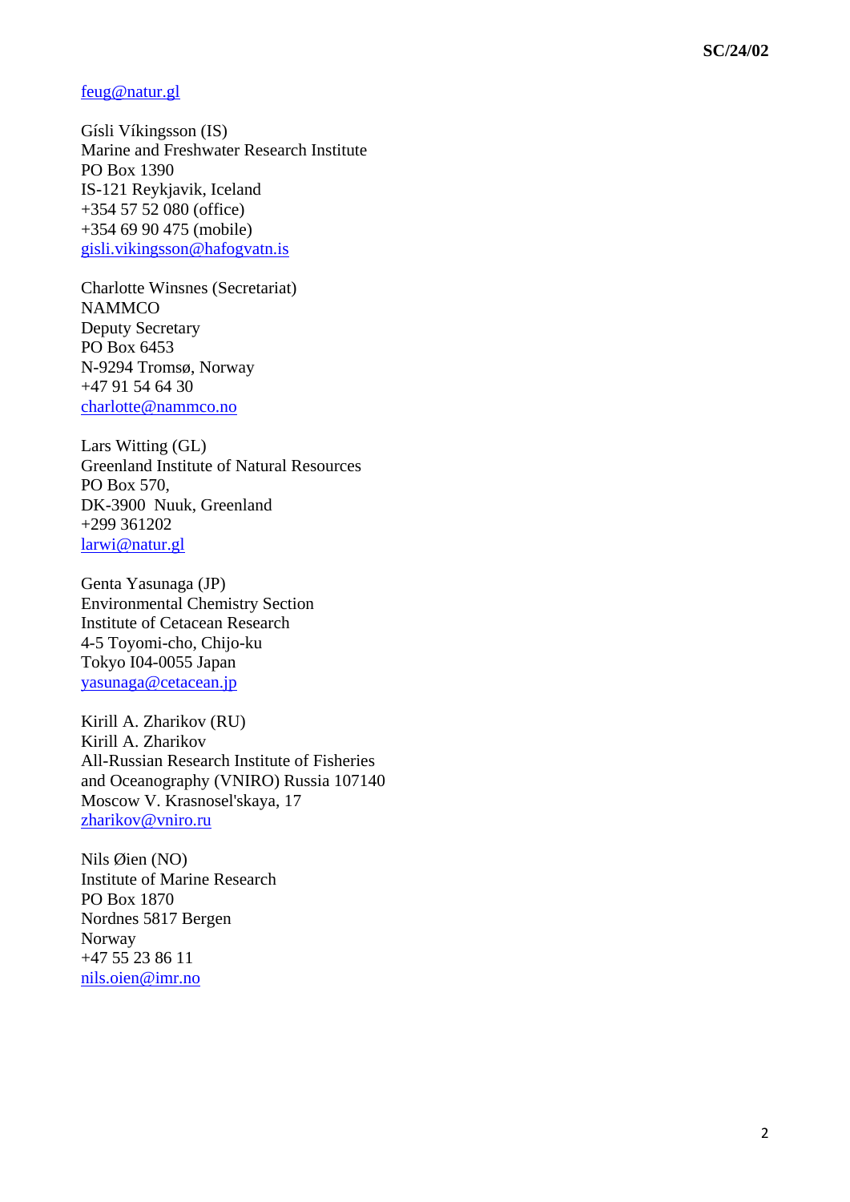feug@natur.gl

Gísli Víkingsson (IS)
Marine and Freshwater Research Institute
PO Box 1390
IS-121 Reykjavik, Iceland
+354 57 52 080 (office)
+354 69 90 475 (mobile)
gisli.vikingsson@hafogvatn.is

Charlotte Winsnes (Secretariat)
NAMMCO
Deputy Secretary
PO Box 6453
N-9294 Tromsø, Norway
+47 91 54 64 30
charlotte@nammco.no

Lars Witting (GL)
Greenland Institute of Natural Resources
PO Box 570,
DK-3900 Nuuk, Greenland
+299 361202
larwi@natur.gl

Genta Yasunaga (JP)
Environmental Chemistry Section
Institute of Cetacean Research
4-5 Toyomi-cho, Chijo-ku
Tokyo I04-0055 Japan
yasunaga@cetacean.jp

Kirill A. Zharikov (RU)
Kirill A. Zharikov
All-Russian Research Institute of Fisheries
and Oceanography (VNIRO) Russia 107140
Moscow V. Krasnosel'skaya, 17
zharikov@vniro.ru

Nils Øien (NO)
Institute of Marine Research
PO Box 1870
Nordnes 5817 Bergen
Norway
+47 55 23 86 11
nils.oien@imr.no